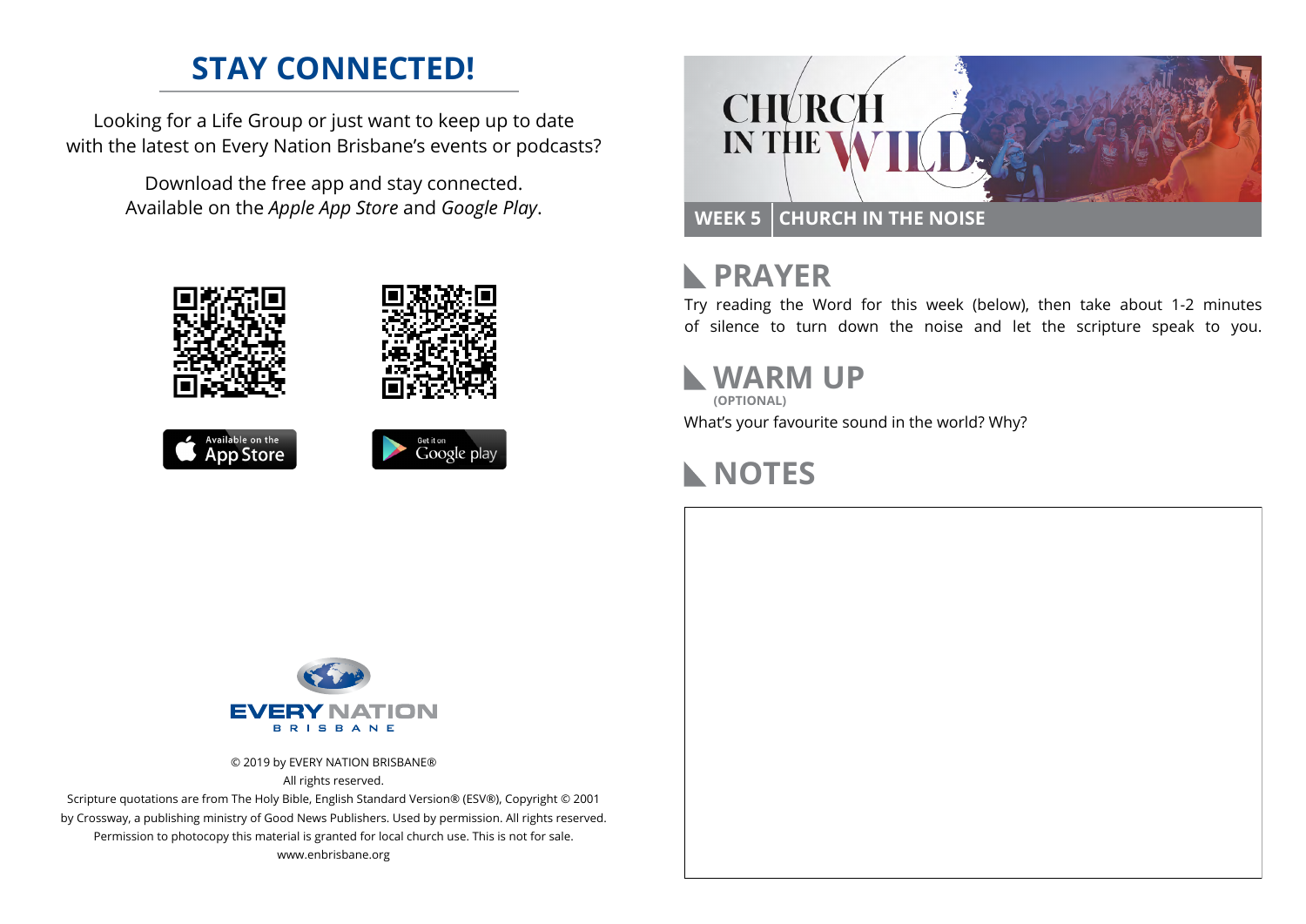# STAY CONNECTED!

Looking for a Life Group or just want to keep up to date with the latest on Every Nation Brisbane's events or podcasts?

Download the free app and stay connected. Available on the *Apple App Store* and *Google Play*.

Available on the App Store

Get it on Google play

EVERY NATION BRISBANE

© 2019 by EVERY NATION BRISBANE®
All rights reserved.
Scripture quotations are from The Holy Bible, English Standard Version® (ESV®), Copyright © 2001 by Crossway, a publishing ministry of Good News Publishers. Used by permission. All rights reserved.
Permission to photocopy this material is granted for local church use. This is not for sale.
www.enbrisbane.org

# CHURCH IN THE WILD

**WEEK 5 | CHURCH IN THE NOISE**

## PRAYER

Try reading the Word for this week (below), then take about 1-2 minutes of silence to turn down the noise and let the scripture speak to you.

## WARM UP

**(OPTIONAL)**

What's your favourite sound in the world? Why?

## NOTES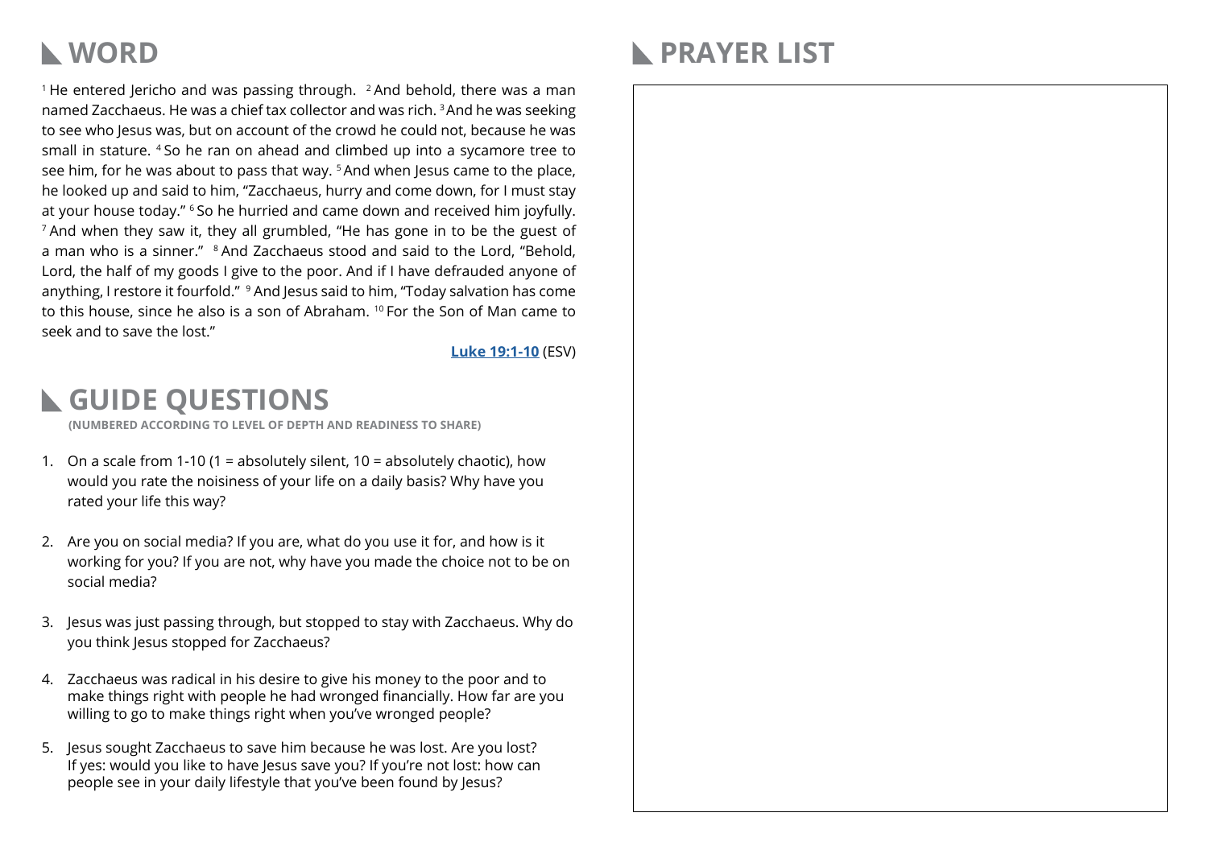## WORD

[1] He entered Jericho and was passing through. [2] And behold, there was a man named Zacchaeus. He was a chief tax collector and was rich. [3] And he was seeking to see who Jesus was, but on account of the crowd he could not, because he was small in stature. [4] So he ran on ahead and climbed up into a sycamore tree to see him, for he was about to pass that way. [5] And when Jesus came to the place, he looked up and said to him, "Zacchaeus, hurry and come down, for I must stay at your house today." [6] So he hurried and came down and received him joyfully. [7] And when they saw it, they all grumbled, "He has gone in to be the guest of a man who is a sinner." [8] And Zacchaeus stood and said to the Lord, "Behold, Lord, the half of my goods I give to the poor. And if I have defrauded anyone of anything, I restore it fourfold." [9] And Jesus said to him, "Today salvation has come to this house, since he also is a son of Abraham. [10] For the Son of Man came to seek and to save the lost."

**Luke 19:1-10** (ESV)

## GUIDE QUESTIONS

**(NUMBERED ACCORDING TO LEVEL OF DEPTH AND READINESS TO SHARE)**

1. On a scale from 1-10 (1 = absolutely silent, 10 = absolutely chaotic), how would you rate the noisiness of your life on a daily basis? Why have you rated your life this way?
2. Are you on social media? If you are, what do you use it for, and how is it working for you? If you are not, why have you made the choice not to be on social media?
3. Jesus was just passing through, but stopped to stay with Zacchaeus. Why do you think Jesus stopped for Zacchaeus?
4. Zacchaeus was radical in his desire to give his money to the poor and to make things right with people he had wronged financially. How far are you willing to go to make things right when you've wronged people?
5. Jesus sought Zacchaeus to save him because he was lost. Are you lost? If yes: would you like to have Jesus save you? If you're not lost: how can people see in your daily lifestyle that you've been found by Jesus?

## PRAYER LIST